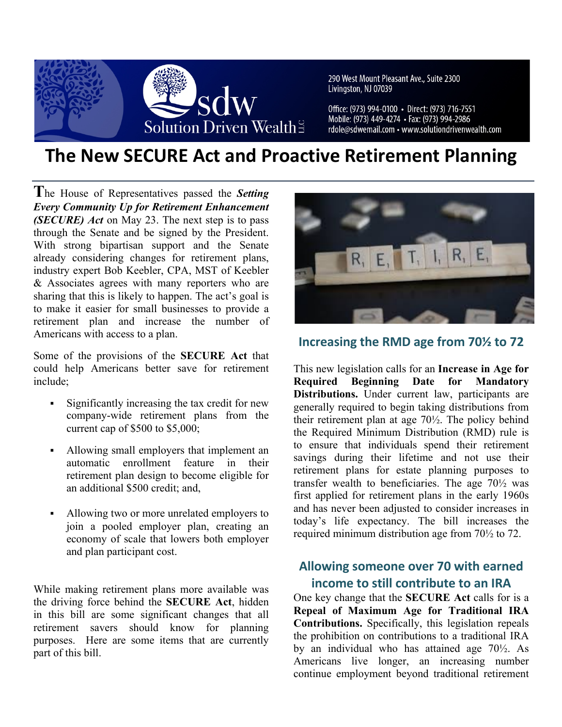290 West Mount Pleasant Ave., Suite 2300
Livingston, NJ 07039

Office: (973) 994-0100 • Direct: (973) 716-7551
Mobile: (973) 449-4274 • Fax: (973) 994-2986
rdole@sdwemail.com • www.solutiondrivenwealth.com

# The New SECURE Act and Proactive Retirement Planning

The House of Representatives passed the ***Setting Every Community Up for Retirement Enhancement (SECURE) Act*** on May 23. The next step is to pass through the Senate and be signed by the President. With strong bipartisan support and the Senate already considering changes for retirement plans, industry expert Bob Keebler, CPA, MST of Keebler & Associates agrees with many reporters who are sharing that this is likely to happen. The act's goal is to make it easier for small businesses to provide a retirement plan and increase the number of Americans with access to a plan.

Some of the provisions of the **SECURE Act** that could help Americans better save for retirement include;

- Significantly increasing the tax credit for new company-wide retirement plans from the current cap of $500 to $5,000;
- Allowing small employers that implement an automatic enrollment feature in their retirement plan design to become eligible for an additional $500 credit; and,
- Allowing two or more unrelated employers to join a pooled employer plan, creating an economy of scale that lowers both employer and plan participant cost.

While making retirement plans more available was the driving force behind the **SECURE Act**, hidden in this bill are some significant changes that all retirement savers should know for planning purposes. Here are some items that are currently part of this bill.

## Increasing the RMD age from 70½ to 72

This new legislation calls for an **Increase in Age for Required Beginning Date for Mandatory Distributions.** Under current law, participants are generally required to begin taking distributions from their retirement plan at age 70½. The policy behind the Required Minimum Distribution (RMD) rule is to ensure that individuals spend their retirement savings during their lifetime and not use their retirement plans for estate planning purposes to transfer wealth to beneficiaries. The age 70½ was first applied for retirement plans in the early 1960s and has never been adjusted to consider increases in today's life expectancy. The bill increases the required minimum distribution age from 70½ to 72.

## Allowing someone over 70 with earned income to still contribute to an IRA

One key change that the **SECURE Act** calls for is a **Repeal of Maximum Age for Traditional IRA Contributions.** Specifically, this legislation repeals the prohibition on contributions to a traditional IRA by an individual who has attained age 70½. As Americans live longer, an increasing number continue employment beyond traditional retirement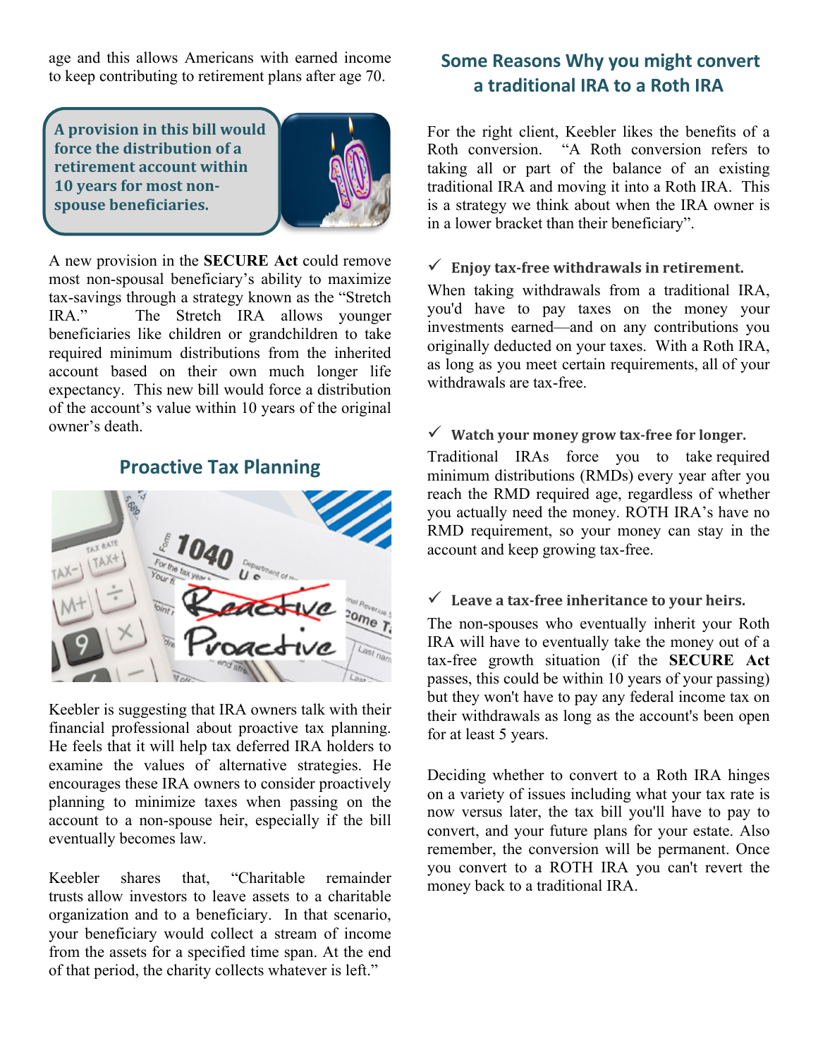age and this allows Americans with earned income to keep contributing to retirement plans after age 70.

**A provision in this bill would force the distribution of a retirement account within 10 years for most non-spouse beneficiaries.**

A new provision in the **SECURE Act** could remove most non-spousal beneficiary's ability to maximize tax-savings through a strategy known as the "Stretch IRA." The Stretch IRA allows younger beneficiaries like children or grandchildren to take required minimum distributions from the inherited account based on their own much longer life expectancy. This new bill would force a distribution of the account's value within 10 years of the original owner's death.

## Proactive Tax Planning

Keebler is suggesting that IRA owners talk with their financial professional about proactive tax planning. He feels that it will help tax deferred IRA holders to examine the values of alternative strategies. He encourages these IRA owners to consider proactively planning to minimize taxes when passing on the account to a non-spouse heir, especially if the bill eventually becomes law.

Keebler shares that, "Charitable remainder trusts allow investors to leave assets to a charitable organization and to a beneficiary. In that scenario, your beneficiary would collect a stream of income from the assets for a specified time span. At the end of that period, the charity collects whatever is left."

## Some Reasons Why you might convert a traditional IRA to a Roth IRA

For the right client, Keebler likes the benefits of a Roth conversion. "A Roth conversion refers to taking all or part of the balance of an existing traditional IRA and moving it into a Roth IRA. This is a strategy we think about when the IRA owner is in a lower bracket than their beneficiary".

✓ **Enjoy tax-free withdrawals in retirement.**

When taking withdrawals from a traditional IRA, you'd have to pay taxes on the money your investments earned—and on any contributions you originally deducted on your taxes. With a Roth IRA, as long as you meet certain requirements, all of your withdrawals are tax-free.

✓ **Watch your money grow tax-free for longer.**

Traditional IRAs force you to take required minimum distributions (RMDs) every year after you reach the RMD required age, regardless of whether you actually need the money. ROTH IRA's have no RMD requirement, so your money can stay in the account and keep growing tax-free.

✓ **Leave a tax-free inheritance to your heirs.**

The non-spouses who eventually inherit your Roth IRA will have to eventually take the money out of a tax-free growth situation (if the **SECURE Act** passes, this could be within 10 years of your passing) but they won't have to pay any federal income tax on their withdrawals as long as the account's been open for at least 5 years.

Deciding whether to convert to a Roth IRA hinges on a variety of issues including what your tax rate is now versus later, the tax bill you'll have to pay to convert, and your future plans for your estate. Also remember, the conversion will be permanent. Once you convert to a ROTH IRA you can't revert the money back to a traditional IRA.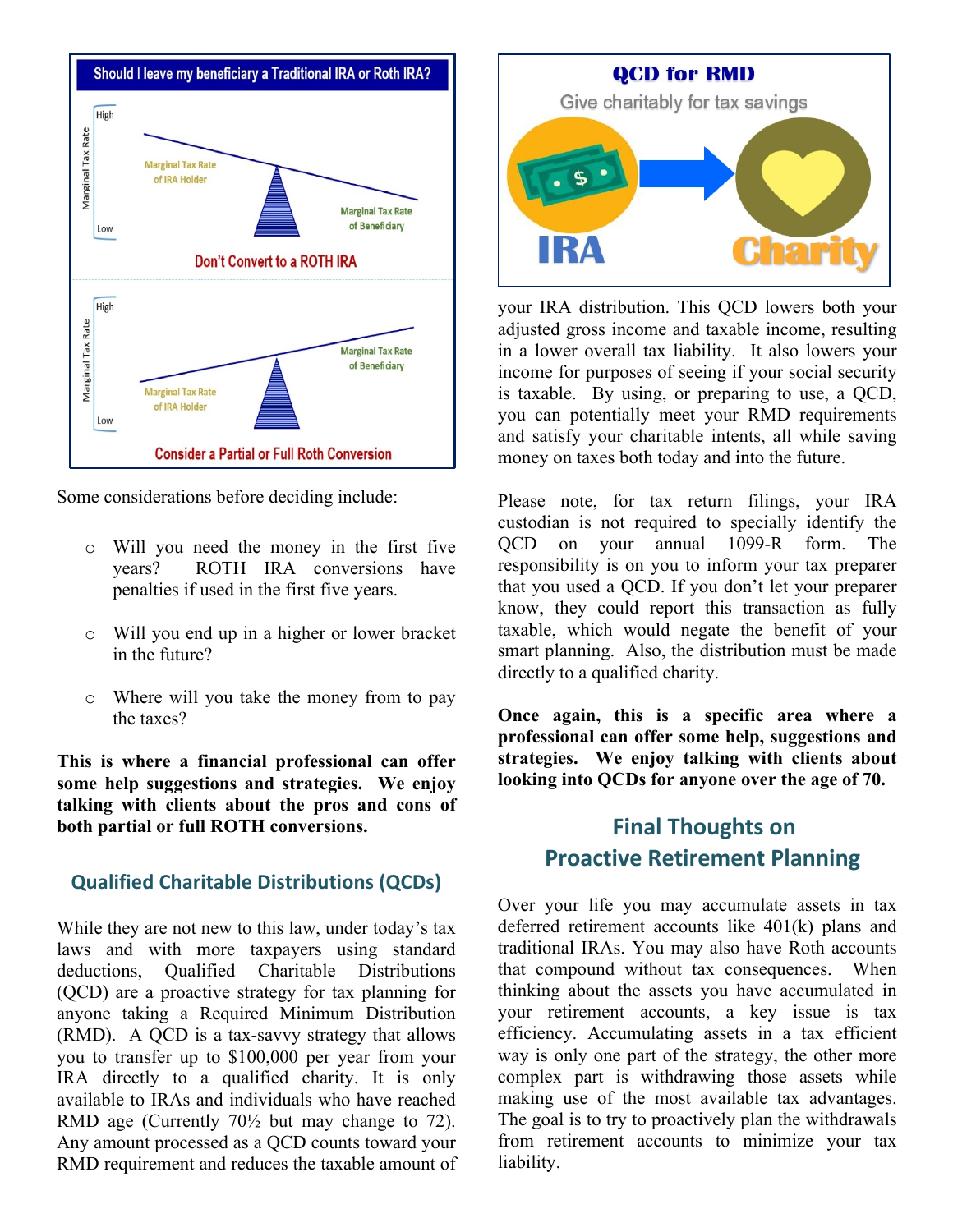Should I leave my beneficiary a Traditional IRA or Roth IRA?

Don't Convert to a ROTH IRA

Consider a Partial or Full Roth Conversion

Some considerations before deciding include:

- Will you need the money in the first five years? ROTH IRA conversions have penalties if used in the first five years.
- Will you end up in a higher or lower bracket in the future?
- Where will you take the money from to pay the taxes?

**This is where a financial professional can offer some help suggestions and strategies. We enjoy talking with clients about the pros and cons of both partial or full ROTH conversions.**

## Qualified Charitable Distributions (QCDs)

While they are not new to this law, under today's tax laws and with more taxpayers using standard deductions, Qualified Charitable Distributions (QCD) are a proactive strategy for tax planning for anyone taking a Required Minimum Distribution (RMD). A QCD is a tax-savvy strategy that allows you to transfer up to $100,000 per year from your IRA directly to a qualified charity. It is only available to IRAs and individuals who have reached RMD age (Currently 70½ but may change to 72). Any amount processed as a QCD counts toward your RMD requirement and reduces the taxable amount of your IRA distribution. This QCD lowers both your adjusted gross income and taxable income, resulting in a lower overall tax liability. It also lowers your income for purposes of seeing if your social security is taxable. By using, or preparing to use, a QCD, you can potentially meet your RMD requirements and satisfy your charitable intents, all while saving money on taxes both today and into the future.

Please note, for tax return filings, your IRA custodian is not required to specially identify the QCD on your annual 1099-R form. The responsibility is on you to inform your tax preparer that you used a QCD. If you don't let your preparer know, they could report this transaction as fully taxable, which would negate the benefit of your smart planning. Also, the distribution must be made directly to a qualified charity.

**Once again, this is a specific area where a professional can offer some help, suggestions and strategies. We enjoy talking with clients about looking into QCDs for anyone over the age of 70.**

## Final Thoughts on Proactive Retirement Planning

Over your life you may accumulate assets in tax deferred retirement accounts like 401(k) plans and traditional IRAs. You may also have Roth accounts that compound without tax consequences. When thinking about the assets you have accumulated in your retirement accounts, a key issue is tax efficiency. Accumulating assets in a tax efficient way is only one part of the strategy, the other more complex part is withdrawing those assets while making use of the most available tax advantages. The goal is to try to proactively plan the withdrawals from retirement accounts to minimize your tax liability.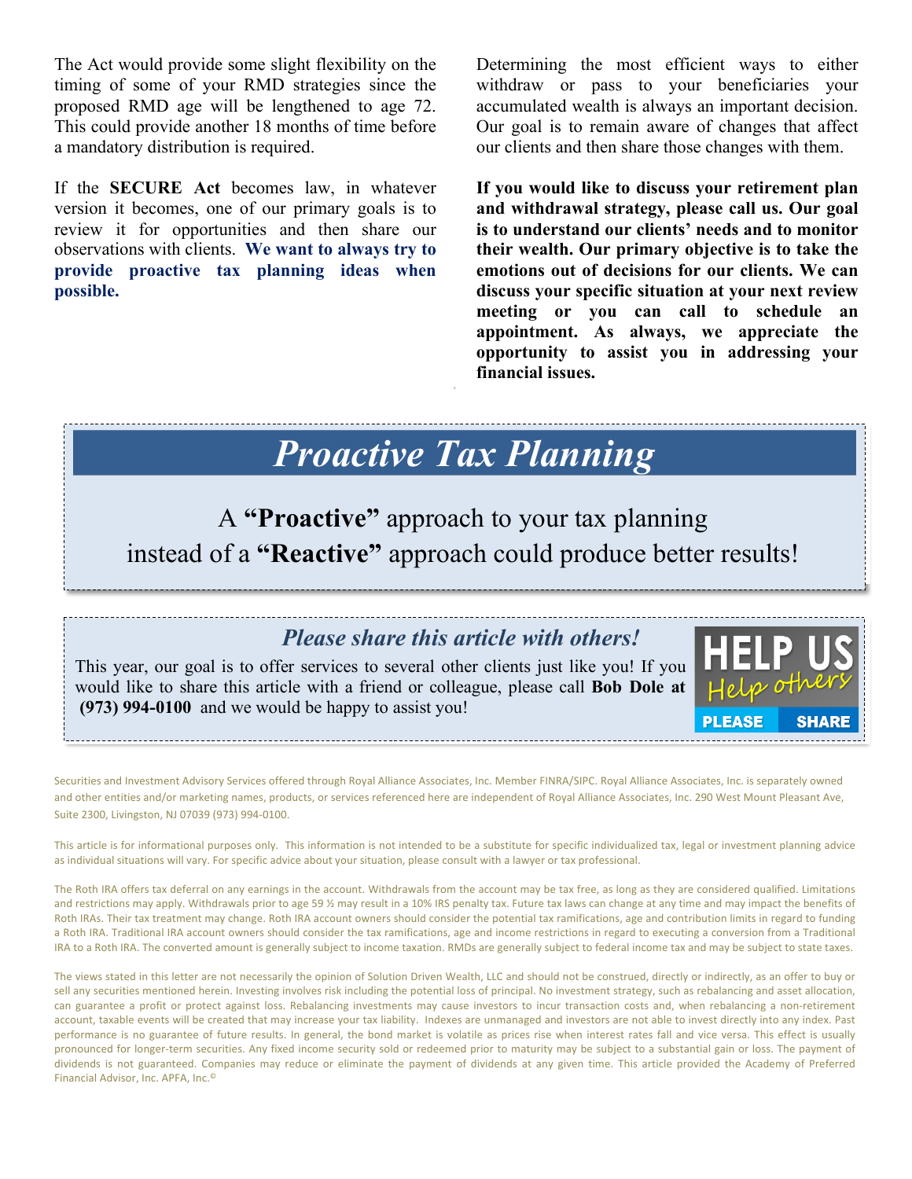The Act would provide some slight flexibility on the timing of some of your RMD strategies since the proposed RMD age will be lengthened to age 72. This could provide another 18 months of time before a mandatory distribution is required.

If the **SECURE Act** becomes law, in whatever version it becomes, one of our primary goals is to review it for opportunities and then share our observations with clients. **We want to always try to provide proactive tax planning ideas when possible.**

Determining the most efficient ways to either withdraw or pass to your beneficiaries your accumulated wealth is always an important decision. Our goal is to remain aware of changes that affect our clients and then share those changes with them.

**If you would like to discuss your retirement plan and withdrawal strategy, please call us. Our goal is to understand our clients' needs and to monitor their wealth. Our primary objective is to take the emotions out of decisions for our clients. We can discuss your specific situation at your next review meeting or you can call to schedule an appointment. As always, we appreciate the opportunity to assist you in addressing your financial issues.**

## *Proactive Tax Planning*

A **"Proactive"** approach to your tax planning instead of a **"Reactive"** approach could produce better results!

### *Please share this article with others!*

This year, our goal is to offer services to several other clients just like you! If you would like to share this article with a friend or colleague, please call **Bob Dole at (973) 994-0100** and we would be happy to assist you!

HELP US Help others PLEASE SHARE

Securities and Investment Advisory Services offered through Royal Alliance Associates, Inc. Member FINRA/SIPC. Royal Alliance Associates, Inc. is separately owned and other entities and/or marketing names, products, or services referenced here are independent of Royal Alliance Associates, Inc. 290 West Mount Pleasant Ave, Suite 2300, Livingston, NJ 07039 (973) 994-0100.

This article is for informational purposes only. This information is not intended to be a substitute for specific individualized tax, legal or investment planning advice as individual situations will vary. For specific advice about your situation, please consult with a lawyer or tax professional.

The Roth IRA offers tax deferral on any earnings in the account. Withdrawals from the account may be tax free, as long as they are considered qualified. Limitations and restrictions may apply. Withdrawals prior to age 59 ½ may result in a 10% IRS penalty tax. Future tax laws can change at any time and may impact the benefits of Roth IRAs. Their tax treatment may change. Roth IRA account owners should consider the potential tax ramifications, age and contribution limits in regard to funding a Roth IRA. Traditional IRA account owners should consider the tax ramifications, age and income restrictions in regard to executing a conversion from a Traditional IRA to a Roth IRA. The converted amount is generally subject to income taxation. RMDs are generally subject to federal income tax and may be subject to state taxes.

The views stated in this letter are not necessarily the opinion of Solution Driven Wealth, LLC and should not be construed, directly or indirectly, as an offer to buy or sell any securities mentioned herein. Investing involves risk including the potential loss of principal. No investment strategy, such as rebalancing and asset allocation, can guarantee a profit or protect against loss. Rebalancing investments may cause investors to incur transaction costs and, when rebalancing a non-retirement account, taxable events will be created that may increase your tax liability. Indexes are unmanaged and investors are not able to invest directly into any index. Past performance is no guarantee of future results. In general, the bond market is volatile as prices rise when interest rates fall and vice versa. This effect is usually pronounced for longer-term securities. Any fixed income security sold or redeemed prior to maturity may be subject to a substantial gain or loss. The payment of dividends is not guaranteed. Companies may reduce or eliminate the payment of dividends at any given time. This article provided the Academy of Preferred Financial Advisor, Inc. APFA, Inc.©